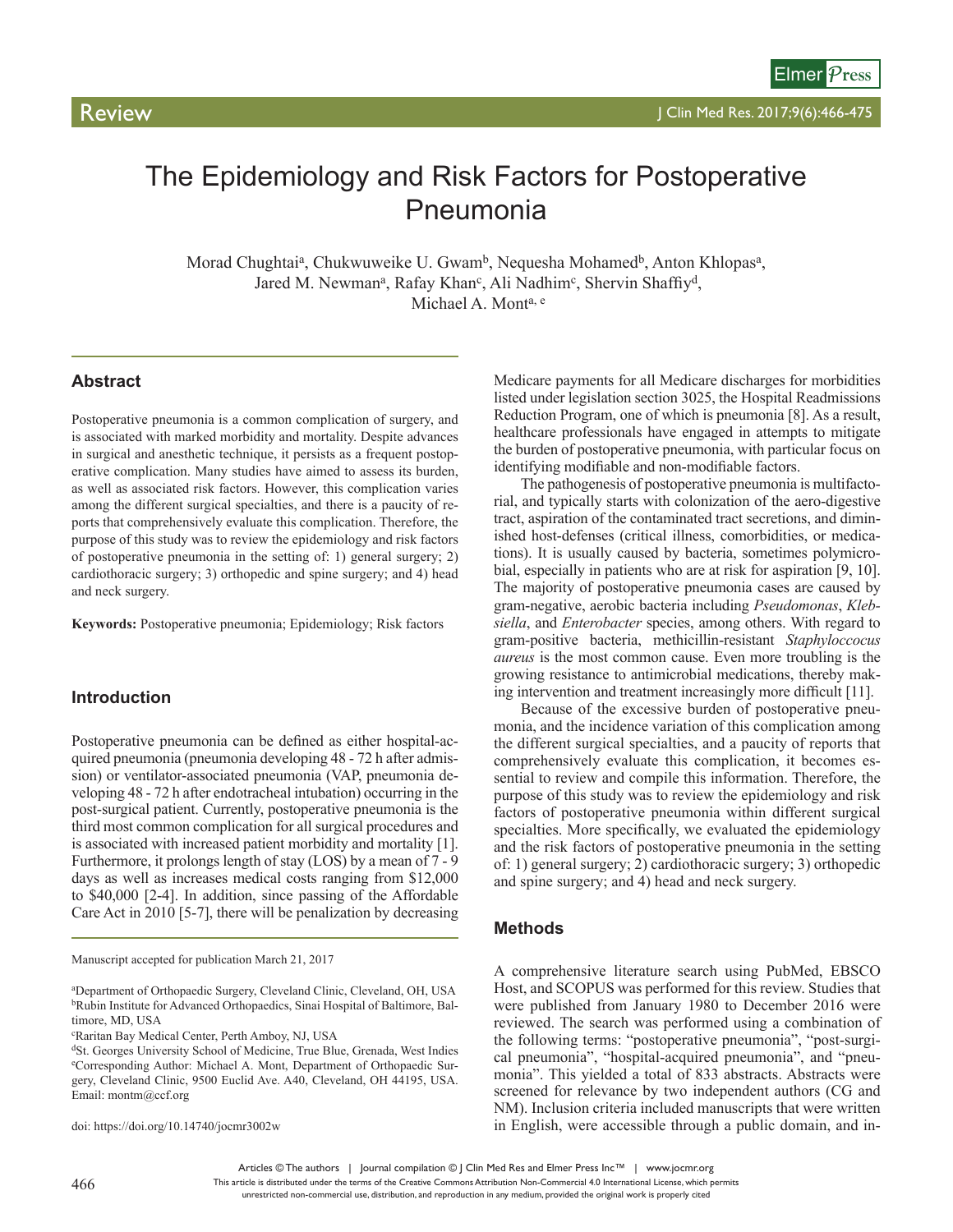Review

# The Epidemiology and Risk Factors for Postoperative Pneumonia

Morad Chughtai[a], Chukwuweike U. Gwam[b], Nequesha Mohamed[b], Anton Khlopas[a], Jared M. Newman[a], Rafay Khan[c], Ali Nadhim[c], Shervin Shaffiy[d], Michael A. Mont[a, e]

## Abstract

Postoperative pneumonia is a common complication of surgery, and is associated with marked morbidity and mortality. Despite advances in surgical and anesthetic technique, it persists as a frequent postoperative complication. Many studies have aimed to assess its burden, as well as associated risk factors. However, this complication varies among the different surgical specialties, and there is a paucity of reports that comprehensively evaluate this complication. Therefore, the purpose of this study was to review the epidemiology and risk factors of postoperative pneumonia in the setting of: 1) general surgery; 2) cardiothoracic surgery; 3) orthopedic and spine surgery; and 4) head and neck surgery.

**Keywords:** Postoperative pneumonia; Epidemiology; Risk factors

## Introduction

Postoperative pneumonia can be defined as either hospital-acquired pneumonia (pneumonia developing 48 - 72 h after admission) or ventilator-associated pneumonia (VAP, pneumonia developing 48 - 72 h after endotracheal intubation) occurring in the post-surgical patient. Currently, postoperative pneumonia is the third most common complication for all surgical procedures and is associated with increased patient morbidity and mortality [1]. Furthermore, it prolongs length of stay (LOS) by a mean of 7 - 9 days as well as increases medical costs ranging from $12,000 to $40,000 [2-4]. In addition, since passing of the Affordable Care Act in 2010 [5-7], there will be penalization by decreasing Medicare payments for all Medicare discharges for morbidities listed under legislation section 3025, the Hospital Readmissions Reduction Program, one of which is pneumonia [8]. As a result, healthcare professionals have engaged in attempts to mitigate the burden of postoperative pneumonia, with particular focus on identifying modifiable and non-modifiable factors.

The pathogenesis of postoperative pneumonia is multifactorial, and typically starts with colonization of the aero-digestive tract, aspiration of the contaminated tract secretions, and diminished host-defenses (critical illness, comorbidities, or medications). It is usually caused by bacteria, sometimes polymicrobial, especially in patients who are at risk for aspiration [9, 10]. The majority of postoperative pneumonia cases are caused by gram-negative, aerobic bacteria including *Pseudomonas*, *Klebsiella*, and *Enterobacter* species, among others. With regard to gram-positive bacteria, methicillin-resistant *Staphyloccocus aureus* is the most common cause. Even more troubling is the growing resistance to antimicrobial medications, thereby making intervention and treatment increasingly more difficult [11].

Because of the excessive burden of postoperative pneumonia, and the incidence variation of this complication among the different surgical specialties, and a paucity of reports that comprehensively evaluate this complication, it becomes essential to review and compile this information. Therefore, the purpose of this study was to review the epidemiology and risk factors of postoperative pneumonia within different surgical specialties. More specifically, we evaluated the epidemiology and the risk factors of postoperative pneumonia in the setting of: 1) general surgery; 2) cardiothoracic surgery; 3) orthopedic and spine surgery; and 4) head and neck surgery.

## Methods

A comprehensive literature search using PubMed, EBSCO Host, and SCOPUS was performed for this review. Studies that were published from January 1980 to December 2016 were reviewed. The search was performed using a combination of the following terms: "postoperative pneumonia", "post-surgical pneumonia", "hospital-acquired pneumonia", and "pneumonia". This yielded a total of 833 abstracts. Abstracts were screened for relevance by two independent authors (CG and NM). Inclusion criteria included manuscripts that were written in English, were accessible through a public domain, and in-

Manuscript accepted for publication March 21, 2017

[a]Department of Orthopaedic Surgery, Cleveland Clinic, Cleveland, OH, USA
[b]Rubin Institute for Advanced Orthopaedics, Sinai Hospital of Baltimore, Baltimore, MD, USA
[c]Raritan Bay Medical Center, Perth Amboy, NJ, USA
[d]St. Georges University School of Medicine, True Blue, Grenada, West Indies
[e]Corresponding Author: Michael A. Mont, Department of Orthopaedic Surgery, Cleveland Clinic, 9500 Euclid Ave. A40, Cleveland, OH 44195, USA. Email: montm@ccf.org

doi: https://doi.org/10.14740/jocmr3002w

This article is distributed under the terms of the Creative Commons Attribution Non-Commercial 4.0 International License, which permits unrestricted non-commercial use, distribution, and reproduction in any medium, provided the original work is properly cited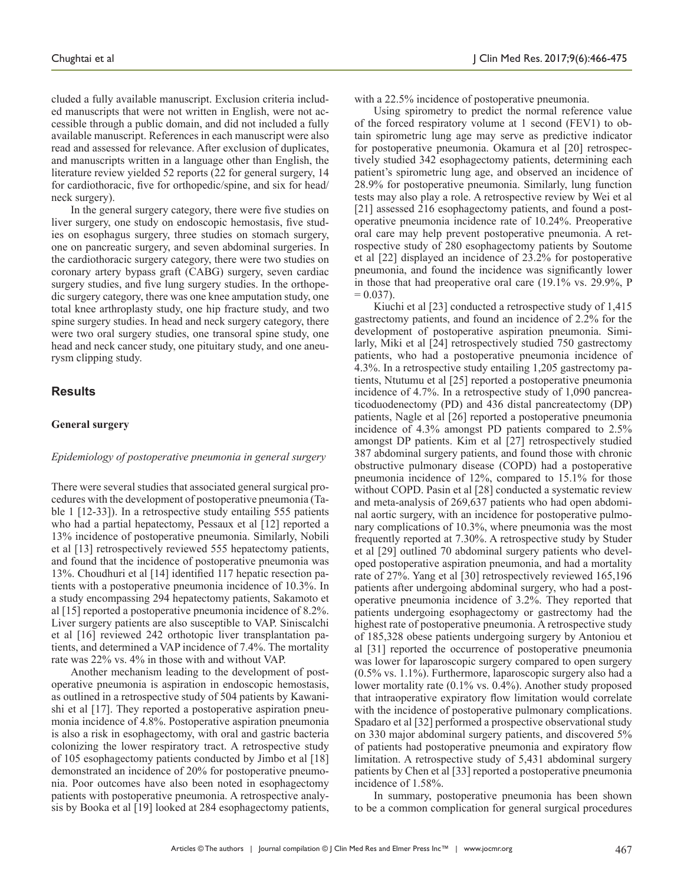cluded a fully available manuscript. Exclusion criteria included manuscripts that were not written in English, were not accessible through a public domain, and did not included a fully available manuscript. References in each manuscript were also read and assessed for relevance. After exclusion of duplicates, and manuscripts written in a language other than English, the literature review yielded 52 reports (22 for general surgery, 14 for cardiothoracic, five for orthopedic/spine, and six for head/neck surgery).

In the general surgery category, there were five studies on liver surgery, one study on endoscopic hemostasis, five studies on esophagus surgery, three studies on stomach surgery, one on pancreatic surgery, and seven abdominal surgeries. In the cardiothoracic surgery category, there were two studies on coronary artery bypass graft (CABG) surgery, seven cardiac surgery studies, and five lung surgery studies. In the orthopedic surgery category, there was one knee amputation study, one total knee arthroplasty study, one hip fracture study, and two spine surgery studies. In head and neck surgery category, there were two oral surgery studies, one transoral spine study, one head and neck cancer study, one pituitary study, and one aneurysm clipping study.

## Results

### General surgery

*Epidemiology of postoperative pneumonia in general surgery*

There were several studies that associated general surgical procedures with the development of postoperative pneumonia (Table 1 [12-33]). In a retrospective study entailing 555 patients who had a partial hepatectomy, Pessaux et al [12] reported a 13% incidence of postoperative pneumonia. Similarly, Nobili et al [13] retrospectively reviewed 555 hepatectomy patients, and found that the incidence of postoperative pneumonia was 13%. Choudhuri et al [14] identified 117 hepatic resection patients with a postoperative pneumonia incidence of 10.3%. In a study encompassing 294 hepatectomy patients, Sakamoto et al [15] reported a postoperative pneumonia incidence of 8.2%. Liver surgery patients are also susceptible to VAP. Siniscalchi et al [16] reviewed 242 orthotopic liver transplantation patients, and determined a VAP incidence of 7.4%. The mortality rate was 22% vs. 4% in those with and without VAP.

Another mechanism leading to the development of postoperative pneumonia is aspiration in endoscopic hemostasis, as outlined in a retrospective study of 504 patients by Kawanishi et al [17]. They reported a postoperative aspiration pneumonia incidence of 4.8%. Postoperative aspiration pneumonia is also a risk in esophagectomy, with oral and gastric bacteria colonizing the lower respiratory tract. A retrospective study of 105 esophagectomy patients conducted by Jimbo et al [18] demonstrated an incidence of 20% for postoperative pneumonia. Poor outcomes have also been noted in esophagectomy patients with postoperative pneumonia. A retrospective analysis by Booka et al [19] looked at 284 esophagectomy patients, with a 22.5% incidence of postoperative pneumonia.

Using spirometry to predict the normal reference value of the forced respiratory volume at 1 second (FEV1) to obtain spirometric lung age may serve as predictive indicator for postoperative pneumonia. Okamura et al [20] retrospectively studied 342 esophagectomy patients, determining each patient's spirometric lung age, and observed an incidence of 28.9% for postoperative pneumonia. Similarly, lung function tests may also play a role. A retrospective review by Wei et al [21] assessed 216 esophagectomy patients, and found a postoperative pneumonia incidence rate of 10.24%. Preoperative oral care may help prevent postoperative pneumonia. A retrospective study of 280 esophagectomy patients by Soutome et al [22] displayed an incidence of 23.2% for postoperative pneumonia, and found the incidence was significantly lower in those that had preoperative oral care (19.1% vs. 29.9%, $P = 0.037$).

Kiuchi et al [23] conducted a retrospective study of 1,415 gastrectomy patients, and found an incidence of 2.2% for the development of postoperative aspiration pneumonia. Similarly, Miki et al [24] retrospectively studied 750 gastrectomy patients, who had a postoperative pneumonia incidence of 4.3%. In a retrospective study entailing 1,205 gastrectomy patients, Ntutumu et al [25] reported a postoperative pneumonia incidence of 4.7%. In a retrospective study of 1,090 pancreaticoduodenectomy (PD) and 436 distal pancreatectomy (DP) patients, Nagle et al [26] reported a postoperative pneumonia incidence of 4.3% amongst PD patients compared to 2.5% amongst DP patients. Kim et al [27] retrospectively studied 387 abdominal surgery patients, and found those with chronic obstructive pulmonary disease (COPD) had a postoperative pneumonia incidence of 12%, compared to 15.1% for those without COPD. Pasin et al [28] conducted a systematic review and meta-analysis of 269,637 patients who had open abdominal aortic surgery, with an incidence for postoperative pulmonary complications of 10.3%, where pneumonia was the most frequently reported at 7.30%. A retrospective study by Studer et al [29] outlined 70 abdominal surgery patients who developed postoperative aspiration pneumonia, and had a mortality rate of 27%. Yang et al [30] retrospectively reviewed 165,196 patients after undergoing abdominal surgery, who had a postoperative pneumonia incidence of 3.2%. They reported that patients undergoing esophagectomy or gastrectomy had the highest rate of postoperative pneumonia. A retrospective study of 185,328 obese patients undergoing surgery by Antoniou et al [31] reported the occurrence of postoperative pneumonia was lower for laparoscopic surgery compared to open surgery (0.5% vs. 1.1%). Furthermore, laparoscopic surgery also had a lower mortality rate (0.1% vs. 0.4%). Another study proposed that intraoperative expiratory flow limitation would correlate with the incidence of postoperative pulmonary complications. Spadaro et al [32] performed a prospective observational study on 330 major abdominal surgery patients, and discovered 5% of patients had postoperative pneumonia and expiratory flow limitation. A retrospective study of 5,431 abdominal surgery patients by Chen et al [33] reported a postoperative pneumonia incidence of 1.58%.

In summary, postoperative pneumonia has been shown to be a common complication for general surgical procedures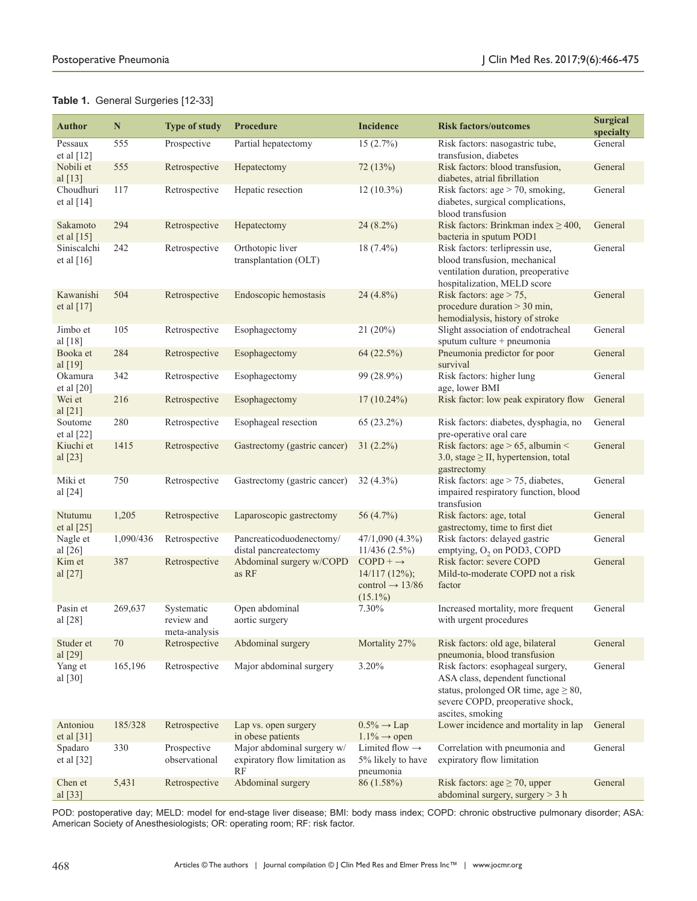**Table 1.** General Surgeries [12-33]

| Author | N | Type of study | Procedure | Incidence | Risk factors/outcomes | Surgical specialty |
|---|---|---|---|---|---|---|
| Pessaux et al [12] | 555 | Prospective | Partial hepatectomy | 15 (2.7%) | Risk factors: nasogastric tube, transfusion, diabetes | General |
| Nobili et al [13] | 555 | Retrospective | Hepatectomy | 72 (13%) | Risk factors: blood transfusion, diabetes, atrial fibrillation | General |
| Choudhuri et al [14] | 117 | Retrospective | Hepatic resection | 12 (10.3%) | Risk factors: age > 70, smoking, diabetes, surgical complications, blood transfusion | General |
| Sakamoto et al [15] | 294 | Retrospective | Hepatectomy | 24 (8.2%) | Risk factors: Brinkman index ≥ 400, bacteria in sputum POD1 | General |
| Siniscalchi et al [16] | 242 | Retrospective | Orthotopic liver transplantation (OLT) | 18 (7.4%) | Risk factors: terlipressin use, blood transfusion, mechanical ventilation duration, preoperative hospitalization, MELD score | General |
| Kawanishi et al [17] | 504 | Retrospective | Endoscopic hemostasis | 24 (4.8%) | Risk factors: age > 75, procedure duration > 30 min, hemodialysis, history of stroke | General |
| Jimbo et al [18] | 105 | Retrospective | Esophagectomy | 21 (20%) | Slight association of endotracheal sputum culture + pneumonia | General |
| Booka et al [19] | 284 | Retrospective | Esophagectomy | 64 (22.5%) | Pneumonia predictor for poor survival | General |
| Okamura et al [20] | 342 | Retrospective | Esophagectomy | 99 (28.9%) | Risk factors: higher lung age, lower BMI | General |
| Wei et al [21] | 216 | Retrospective | Esophagectomy | 17 (10.24%) | Risk factor: low peak expiratory flow | General |
| Soutome et al [22] | 280 | Retrospective | Esophageal resection | 65 (23.2%) | Risk factors: diabetes, dysphagia, no pre-operative oral care | General |
| Kiuchi et al [23] | 1415 | Retrospective | Gastrectomy (gastric cancer) | 31 (2.2%) | Risk factors: age > 65, albumin < 3.0, stage ≥ II, hypertension, total gastrectomy | General |
| Miki et al [24] | 750 | Retrospective | Gastrectomy (gastric cancer) | 32 (4.3%) | Risk factors: age > 75, diabetes, impaired respiratory function, blood transfusion | General |
| Ntutumu et al [25] | 1,205 | Retrospective | Laparoscopic gastrectomy | 56 (4.7%) | Risk factors: age, total gastrectomy, time to first diet | General |
| Nagle et al [26] | 1,090/436 | Retrospective | Pancreaticoduodenectomy/ distal pancreatectomy | 47/1,090 (4.3%) 11/436 (2.5%) | Risk factors: delayed gastric emptying, $O_2$ on POD3, COPD | General |
| Kim et al [27] | 387 | Retrospective | Abdominal surgery w/COPD as RF | COPD + → 14/117 (12%); control → 13/86 (15.1%) | Risk factor: severe COPD Mild-to-moderate COPD not a risk factor | General |
| Pasin et al [28] | 269,637 | Systematic review and meta-analysis | Open abdominal aortic surgery | 7.30% | Increased mortality, more frequent with urgent procedures | General |
| Studer et al [29] | 70 | Retrospective | Abdominal surgery | Mortality 27% | Risk factors: old age, bilateral pneumonia, blood transfusion | General |
| Yang et al [30] | 165,196 | Retrospective | Major abdominal surgery | 3.20% | Risk factors: esophageal surgery, ASA class, dependent functional status, prolonged OR time, age ≥ 80, severe COPD, preoperative shock, ascites, smoking | General |
| Antoniou et al [31] | 185/328 | Retrospective | Lap vs. open surgery in obese patients | 0.5% → Lap 1.1% → open | Lower incidence and mortality in lap | General |
| Spadaro et al [32] | 330 | Prospective observational | Major abdominal surgery w/ expiratory flow limitation as RF | Limited flow → 5% likely to have pneumonia | Correlation with pneumonia and expiratory flow limitation | General |
| Chen et al [33] | 5,431 | Retrospective | Abdominal surgery | 86 (1.58%) | Risk factors: age ≥ 70, upper abdominal surgery, surgery > 3 h | General |

POD: postoperative day; MELD: model for end-stage liver disease; BMI: body mass index; COPD: chronic obstructive pulmonary disorder; ASA: American Society of Anesthesiologists; OR: operating room; RF: risk factor.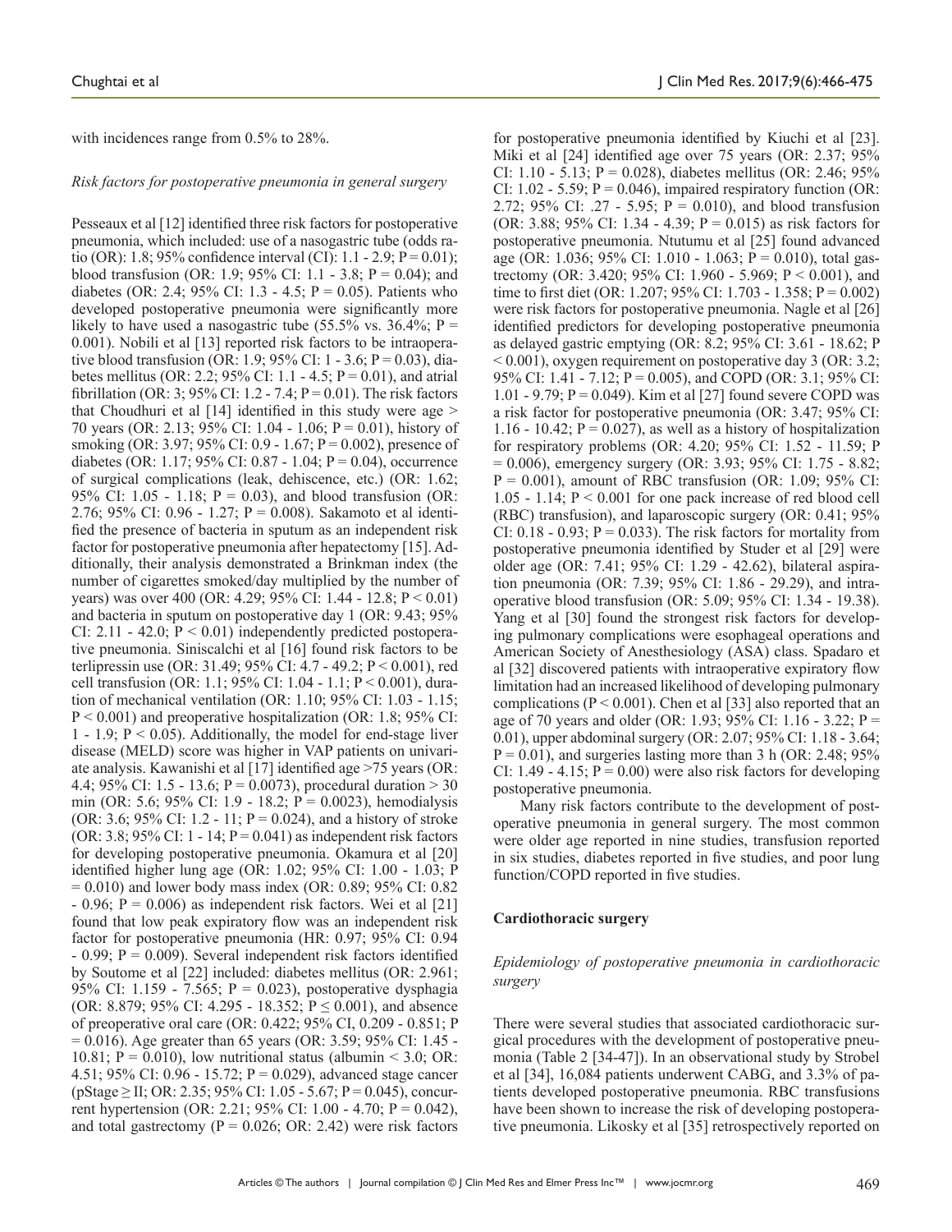with incidences range from 0.5% to 28%.

### *Risk factors for postoperative pneumonia in general surgery*

Pesseaux et al [12] identified three risk factors for postoperative pneumonia, which included: use of a nasogastric tube (odds ratio (OR): 1.8; 95% confidence interval (CI): 1.1 - 2.9; P = 0.01); blood transfusion (OR: 1.9; 95% CI: 1.1 - 3.8; P = 0.04); and diabetes (OR: 2.4; 95% CI: 1.3 - 4.5; P = 0.05). Patients who developed postoperative pneumonia were significantly more likely to have used a nasogastric tube (55.5% vs. 36.4%; P = 0.001). Nobili et al [13] reported risk factors to be intraoperative blood transfusion (OR: 1.9; 95% CI: 1 - 3.6; P = 0.03), diabetes mellitus (OR: 2.2; 95% CI: 1.1 - 4.5; P = 0.01), and atrial fibrillation (OR: 3; 95% CI: 1.2 - 7.4; P = 0.01). The risk factors that Choudhuri et al [14] identified in this study were age > 70 years (OR: 2.13; 95% CI: 1.04 - 1.06; P = 0.01), history of smoking (OR: 3.97; 95% CI: 0.9 - 1.67; P = 0.002), presence of diabetes (OR: 1.17; 95% CI: 0.87 - 1.04; P = 0.04), occurrence of surgical complications (leak, dehiscence, etc.) (OR: 1.62; 95% CI: 1.05 - 1.18; P = 0.03), and blood transfusion (OR: 2.76; 95% CI: 0.96 - 1.27; P = 0.008). Sakamoto et al identified the presence of bacteria in sputum as an independent risk factor for postoperative pneumonia after hepatectomy [15]. Additionally, their analysis demonstrated a Brinkman index (the number of cigarettes smoked/day multiplied by the number of years) was over 400 (OR: 4.29; 95% CI: 1.44 - 12.8; P < 0.01) and bacteria in sputum on postoperative day 1 (OR: 9.43; 95% CI: 2.11 - 42.0; P < 0.01) independently predicted postoperative pneumonia. Siniscalchi et al [16] found risk factors to be terlipressin use (OR: 31.49; 95% CI: 4.7 - 49.2; P < 0.001), red cell transfusion (OR: 1.1; 95% CI: 1.04 - 1.1; P < 0.001), duration of mechanical ventilation (OR: 1.10; 95% CI: 1.03 - 1.15; P < 0.001) and preoperative hospitalization (OR: 1.8; 95% CI: 1 - 1.9; P < 0.05). Additionally, the model for end-stage liver disease (MELD) score was higher in VAP patients on univariate analysis. Kawanishi et al [17] identified age >75 years (OR: 4.4; 95% CI: 1.5 - 13.6; P = 0.0073), procedural duration > 30 min (OR: 5.6; 95% CI: 1.9 - 18.2; P = 0.0023), hemodialysis (OR: 3.6; 95% CI: 1.2 - 11; P = 0.024), and a history of stroke (OR: 3.8; 95% CI: 1 - 14; P = 0.041) as independent risk factors for developing postoperative pneumonia. Okamura et al [20] identified higher lung age (OR: 1.02; 95% CI: 1.00 - 1.03; P = 0.010) and lower body mass index (OR: 0.89; 95% CI: 0.82 - 0.96; P = 0.006) as independent risk factors. Wei et al [21] found that low peak expiratory flow was an independent risk factor for postoperative pneumonia (HR: 0.97; 95% CI: 0.94 - 0.99; P = 0.009). Several independent risk factors identified by Soutome et al [22] included: diabetes mellitus (OR: 2.961; 95% CI: 1.159 - 7.565; P = 0.023), postoperative dysphagia (OR: 8.879; 95% CI: 4.295 - 18.352; P ≤ 0.001), and absence of preoperative oral care (OR: 0.422; 95% CI, 0.209 - 0.851; P = 0.016). Age greater than 65 years (OR: 3.59; 95% CI: 1.45 - 10.81; P = 0.010), low nutritional status (albumin < 3.0; OR: 4.51; 95% CI: 0.96 - 15.72; P = 0.029), advanced stage cancer (pStage ≥ II; OR: 2.35; 95% CI: 1.05 - 5.67; P = 0.045), concurrent hypertension (OR: 2.21; 95% CI: 1.00 - 4.70; P = 0.042), and total gastrectomy (P = 0.026; OR: 2.42) were risk factors for postoperative pneumonia identified by Kiuchi et al [23]. Miki et al [24] identified age over 75 years (OR: 2.37; 95% CI: 1.10 - 5.13; P = 0.028), diabetes mellitus (OR: 2.46; 95% CI: 1.02 - 5.59; P = 0.046), impaired respiratory function (OR: 2.72; 95% CI: .27 - 5.95; P = 0.010), and blood transfusion (OR: 3.88; 95% CI: 1.34 - 4.39; P = 0.015) as risk factors for postoperative pneumonia. Ntutumu et al [25] found advanced age (OR: 1.036; 95% CI: 1.010 - 1.063; P = 0.010), total gastrectomy (OR: 3.420; 95% CI: 1.960 - 5.969; P < 0.001), and time to first diet (OR: 1.207; 95% CI: 1.703 - 1.358; P = 0.002) were risk factors for postoperative pneumonia. Nagle et al [26] identified predictors for developing postoperative pneumonia as delayed gastric emptying (OR: 8.2; 95% CI: 3.61 - 18.62; P < 0.001), oxygen requirement on postoperative day 3 (OR: 3.2; 95% CI: 1.41 - 7.12; P = 0.005), and COPD (OR: 3.1; 95% CI: 1.01 - 9.79; P = 0.049). Kim et al [27] found severe COPD was a risk factor for postoperative pneumonia (OR: 3.47; 95% CI: 1.16 - 10.42; P = 0.027), as well as a history of hospitalization for respiratory problems (OR: 4.20; 95% CI: 1.52 - 11.59; P = 0.006), emergency surgery (OR: 3.93; 95% CI: 1.75 - 8.82; P = 0.001), amount of RBC transfusion (OR: 1.09; 95% CI: 1.05 - 1.14; P < 0.001 for one pack increase of red blood cell (RBC) transfusion), and laparoscopic surgery (OR: 0.41; 95% CI: 0.18 - 0.93; P = 0.033). The risk factors for mortality from postoperative pneumonia identified by Studer et al [29] were older age (OR: 7.41; 95% CI: 1.29 - 42.62), bilateral aspiration pneumonia (OR: 7.39; 95% CI: 1.86 - 29.29), and intraoperative blood transfusion (OR: 5.09; 95% CI: 1.34 - 19.38). Yang et al [30] found the strongest risk factors for developing pulmonary complications were esophageal operations and American Society of Anesthesiology (ASA) class. Spadaro et al [32] discovered patients with intraoperative expiratory flow limitation had an increased likelihood of developing pulmonary complications (P < 0.001). Chen et al [33] also reported that an age of 70 years and older (OR: 1.93; 95% CI: 1.16 - 3.22; P = 0.01), upper abdominal surgery (OR: 2.07; 95% CI: 1.18 - 3.64; P = 0.01), and surgeries lasting more than 3 h (OR: 2.48; 95% CI: 1.49 - 4.15; P = 0.00) were also risk factors for developing postoperative pneumonia.

Many risk factors contribute to the development of postoperative pneumonia in general surgery. The most common were older age reported in nine studies, transfusion reported in six studies, diabetes reported in five studies, and poor lung function/COPD reported in five studies.

## Cardiothoracic surgery

### *Epidemiology of postoperative pneumonia in cardiothoracic surgery*

There were several studies that associated cardiothoracic surgical procedures with the development of postoperative pneumonia (Table 2 [34-47]). In an observational study by Strobel et al [34], 16,084 patients underwent CABG, and 3.3% of patients developed postoperative pneumonia. RBC transfusions have been shown to increase the risk of developing postoperative pneumonia. Likosky et al [35] retrospectively reported on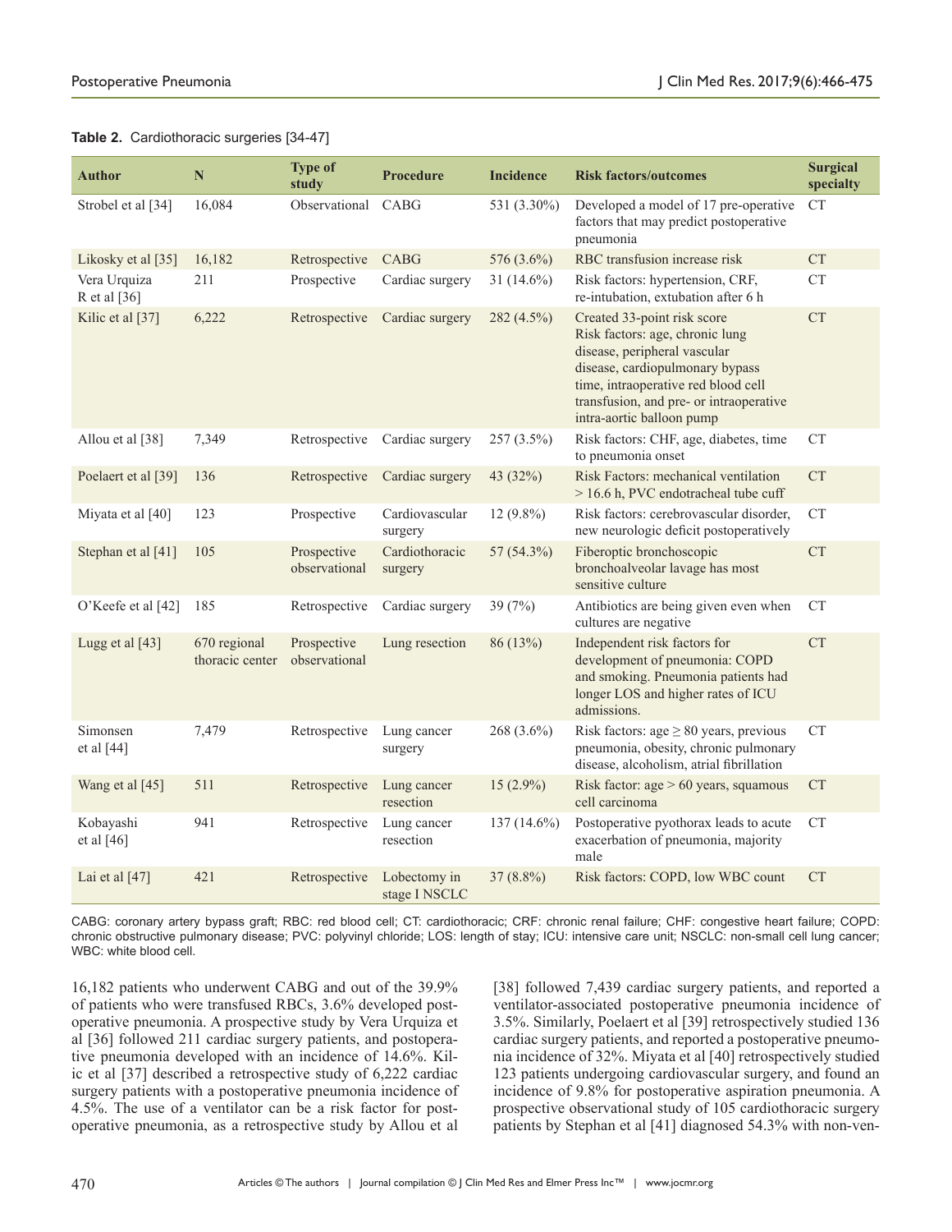**Table 2.** Cardiothoracic surgeries [34-47]

| Author | N | Type of study | Procedure | Incidence | Risk factors/outcomes | Surgical specialty |
|---|---|---|---|---|---|---|
| Strobel et al [34] | 16,084 | Observational | CABG | 531 (3.30%) | Developed a model of 17 pre-operative factors that may predict postoperative pneumonia | CT |
| Likosky et al [35] | 16,182 | Retrospective | CABG | 576 (3.6%) | RBC transfusion increase risk | CT |
| Vera Urquiza R et al [36] | 211 | Prospective | Cardiac surgery | 31 (14.6%) | Risk factors: hypertension, CRF, re-intubation, extubation after 6 h | CT |
| Kilic et al [37] | 6,222 | Retrospective | Cardiac surgery | 282 (4.5%) | Created 33-point risk score Risk factors: age, chronic lung disease, peripheral vascular disease, cardiopulmonary bypass time, intraoperative red blood cell transfusion, and pre- or intraoperative intra-aortic balloon pump | CT |
| Allou et al [38] | 7,349 | Retrospective | Cardiac surgery | 257 (3.5%) | Risk factors: CHF, age, diabetes, time to pneumonia onset | CT |
| Poelaert et al [39] | 136 | Retrospective | Cardiac surgery | 43 (32%) | Risk Factors: mechanical ventilation > 16.6 h, PVC endotracheal tube cuff | CT |
| Miyata et al [40] | 123 | Prospective | Cardiovascular surgery | 12 (9.8%) | Risk factors: cerebrovascular disorder, new neurologic deficit postoperatively | CT |
| Stephan et al [41] | 105 | Prospective observational | Cardiothoracic surgery | 57 (54.3%) | Fiberoptic bronchoscopic bronchoalveolar lavage has most sensitive culture | CT |
| O'Keefe et al [42] | 185 | Retrospective | Cardiac surgery | 39 (7%) | Antibiotics are being given even when cultures are negative | CT |
| Lugg et al [43] | 670 regional thoracic center | Prospective observational | Lung resection | 86 (13%) | Independent risk factors for development of pneumonia: COPD and smoking. Pneumonia patients had longer LOS and higher rates of ICU admissions. | CT |
| Simonsen et al [44] | 7,479 | Retrospective | Lung cancer surgery | 268 (3.6%) | Risk factors: age ≥ 80 years, previous pneumonia, obesity, chronic pulmonary disease, alcoholism, atrial fibrillation | CT |
| Wang et al [45] | 511 | Retrospective | Lung cancer resection | 15 (2.9%) | Risk factor: age > 60 years, squamous cell carcinoma | CT |
| Kobayashi et al [46] | 941 | Retrospective | Lung cancer resection | 137 (14.6%) | Postoperative pyothorax leads to acute exacerbation of pneumonia, majority male | CT |
| Lai et al [47] | 421 | Retrospective | Lobectomy in stage I NSCLC | 37 (8.8%) | Risk factors: COPD, low WBC count | CT |

CABG: coronary artery bypass graft; RBC: red blood cell; CT: cardiothoracic; CRF: chronic renal failure; CHF: congestive heart failure; COPD: chronic obstructive pulmonary disease; PVC: polyvinyl chloride; LOS: length of stay; ICU: intensive care unit; NSCLC: non-small cell lung cancer; WBC: white blood cell.

16,182 patients who underwent CABG and out of the 39.9% of patients who were transfused RBCs, 3.6% developed postoperative pneumonia. A prospective study by Vera Urquiza et al [36] followed 211 cardiac surgery patients, and postoperative pneumonia developed with an incidence of 14.6%. Kilic et al [37] described a retrospective study of 6,222 cardiac surgery patients with a postoperative pneumonia incidence of 4.5%. The use of a ventilator can be a risk factor for postoperative pneumonia, as a retrospective study by Allou et al [38] followed 7,439 cardiac surgery patients, and reported a ventilator-associated postoperative pneumonia incidence of 3.5%. Similarly, Poelaert et al [39] retrospectively studied 136 cardiac surgery patients, and reported a postoperative pneumonia incidence of 32%. Miyata et al [40] retrospectively studied 123 patients undergoing cardiovascular surgery, and found an incidence of 9.8% for postoperative aspiration pneumonia. A prospective observational study of 105 cardiothoracic surgery patients by Stephan et al [41] diagnosed 54.3% with non-ven-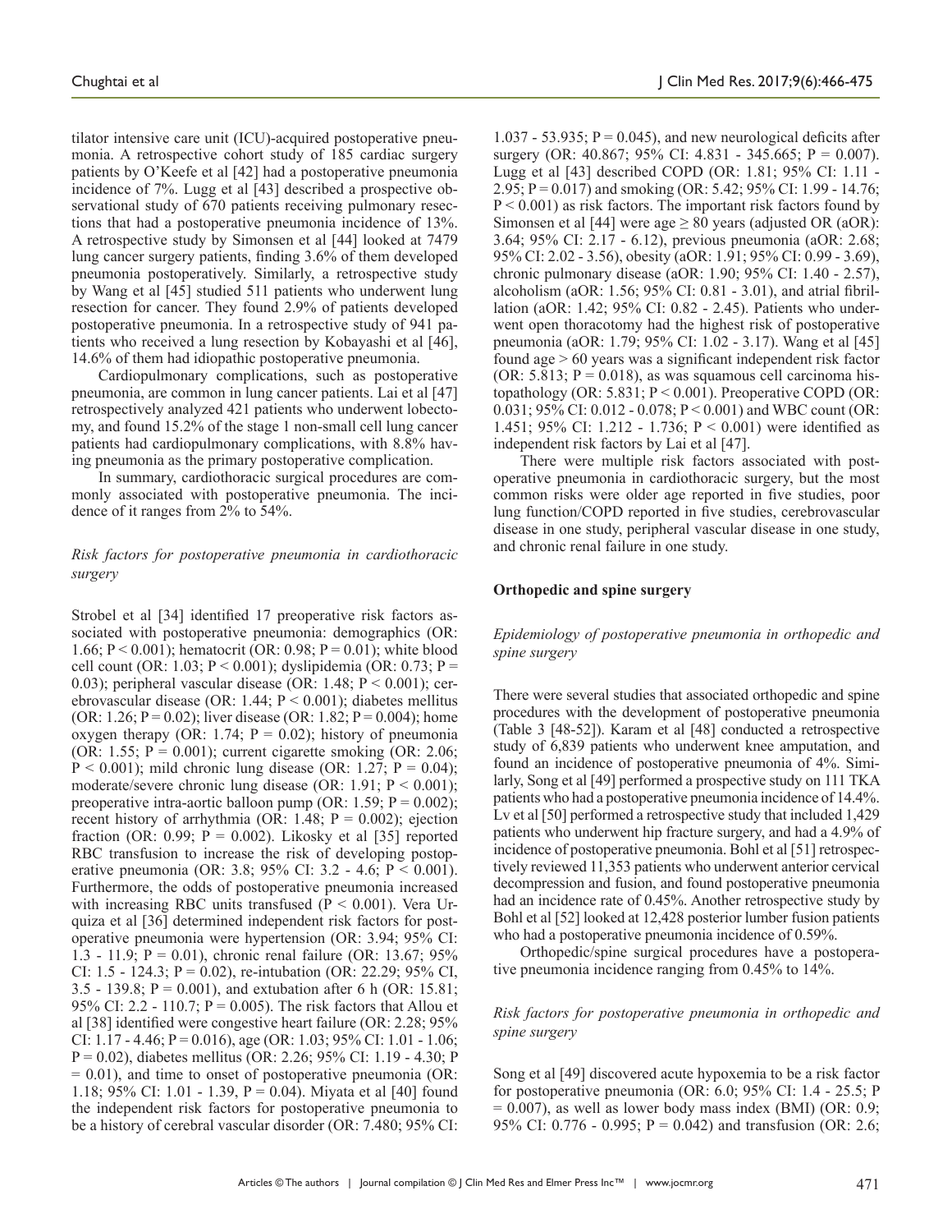tilator intensive care unit (ICU)-acquired postoperative pneumonia. A retrospective cohort study of 185 cardiac surgery patients by O'Keefe et al [42] had a postoperative pneumonia incidence of 7%. Lugg et al [43] described a prospective observational study of 670 patients receiving pulmonary resections that had a postoperative pneumonia incidence of 13%. A retrospective study by Simonsen et al [44] looked at 7479 lung cancer surgery patients, finding 3.6% of them developed pneumonia postoperatively. Similarly, a retrospective study by Wang et al [45] studied 511 patients who underwent lung resection for cancer. They found 2.9% of patients developed postoperative pneumonia. In a retrospective study of 941 patients who received a lung resection by Kobayashi et al [46], 14.6% of them had idiopathic postoperative pneumonia.

Cardiopulmonary complications, such as postoperative pneumonia, are common in lung cancer patients. Lai et al [47] retrospectively analyzed 421 patients who underwent lobectomy, and found 15.2% of the stage 1 non-small cell lung cancer patients had cardiopulmonary complications, with 8.8% having pneumonia as the primary postoperative complication.

In summary, cardiothoracic surgical procedures are commonly associated with postoperative pneumonia. The incidence of it ranges from 2% to 54%.

### *Risk factors for postoperative pneumonia in cardiothoracic surgery*

Strobel et al [34] identified 17 preoperative risk factors associated with postoperative pneumonia: demographics (OR: 1.66; P < 0.001); hematocrit (OR: 0.98; P = 0.01); white blood cell count (OR: 1.03; P < 0.001); dyslipidemia (OR: 0.73; P = 0.03); peripheral vascular disease (OR: 1.48; P < 0.001); cerebrovascular disease (OR: 1.44; P < 0.001); diabetes mellitus (OR: 1.26; P = 0.02); liver disease (OR: 1.82; P = 0.004); home oxygen therapy (OR: 1.74; P = 0.02); history of pneumonia (OR: 1.55; P = 0.001); current cigarette smoking (OR: 2.06; P < 0.001); mild chronic lung disease (OR: 1.27; P = 0.04); moderate/severe chronic lung disease (OR: 1.91; P < 0.001); preoperative intra-aortic balloon pump (OR: 1.59; P = 0.002); recent history of arrhythmia (OR: 1.48; P = 0.002); ejection fraction (OR: 0.99; P = 0.002). Likosky et al [35] reported RBC transfusion to increase the risk of developing postoperative pneumonia (OR: 3.8; 95% CI: 3.2 - 4.6; P < 0.001). Furthermore, the odds of postoperative pneumonia increased with increasing RBC units transfused (P < 0.001). Vera Urquiza et al [36] determined independent risk factors for postoperative pneumonia were hypertension (OR: 3.94; 95% CI: 1.3 - 11.9; P = 0.01), chronic renal failure (OR: 13.67; 95% CI: 1.5 - 124.3; P = 0.02), re-intubation (OR: 22.29; 95% CI, 3.5 - 139.8; P = 0.001), and extubation after 6 h (OR: 15.81; 95% CI: 2.2 - 110.7; P = 0.005). The risk factors that Allou et al [38] identified were congestive heart failure (OR: 2.28; 95% CI: 1.17 - 4.46; P = 0.016), age (OR: 1.03; 95% CI: 1.01 - 1.06; P = 0.02), diabetes mellitus (OR: 2.26; 95% CI: 1.19 - 4.30; P = 0.01), and time to onset of postoperative pneumonia (OR: 1.18; 95% CI: 1.01 - 1.39, P = 0.04). Miyata et al [40] found the independent risk factors for postoperative pneumonia to be a history of cerebral vascular disorder (OR: 7.480; 95% CI: 1.037 - 53.935; P = 0.045), and new neurological deficits after surgery (OR: 40.867; 95% CI: 4.831 - 345.665; P = 0.007). Lugg et al [43] described COPD (OR: 1.81; 95% CI: 1.11 - 2.95; P = 0.017) and smoking (OR: 5.42; 95% CI: 1.99 - 14.76; P < 0.001) as risk factors. The important risk factors found by Simonsen et al [44] were age ≥ 80 years (adjusted OR (aOR): 3.64; 95% CI: 2.17 - 6.12), previous pneumonia (aOR: 2.68; 95% CI: 2.02 - 3.56), obesity (aOR: 1.91; 95% CI: 0.99 - 3.69), chronic pulmonary disease (aOR: 1.90; 95% CI: 1.40 - 2.57), alcoholism (aOR: 1.56; 95% CI: 0.81 - 3.01), and atrial fibrillation (aOR: 1.42; 95% CI: 0.82 - 2.45). Patients who underwent open thoracotomy had the highest risk of postoperative pneumonia (aOR: 1.79; 95% CI: 1.02 - 3.17). Wang et al [45] found age > 60 years was a significant independent risk factor (OR: 5.813; P = 0.018), as was squamous cell carcinoma histopathology (OR: 5.831; P < 0.001). Preoperative COPD (OR: 0.031; 95% CI: 0.012 - 0.078; P < 0.001) and WBC count (OR: 1.451; 95% CI: 1.212 - 1.736; P < 0.001) were identified as independent risk factors by Lai et al [47].

There were multiple risk factors associated with postoperative pneumonia in cardiothoracic surgery, but the most common risks were older age reported in five studies, poor lung function/COPD reported in five studies, cerebrovascular disease in one study, peripheral vascular disease in one study, and chronic renal failure in one study.

## **Orthopedic and spine surgery**

### *Epidemiology of postoperative pneumonia in orthopedic and spine surgery*

There were several studies that associated orthopedic and spine procedures with the development of postoperative pneumonia (Table 3 [48-52]). Karam et al [48] conducted a retrospective study of 6,839 patients who underwent knee amputation, and found an incidence of postoperative pneumonia of 4%. Similarly, Song et al [49] performed a prospective study on 111 TKA patients who had a postoperative pneumonia incidence of 14.4%. Lv et al [50] performed a retrospective study that included 1,429 patients who underwent hip fracture surgery, and had a 4.9% of incidence of postoperative pneumonia. Bohl et al [51] retrospectively reviewed 11,353 patients who underwent anterior cervical decompression and fusion, and found postoperative pneumonia had an incidence rate of 0.45%. Another retrospective study by Bohl et al [52] looked at 12,428 posterior lumber fusion patients who had a postoperative pneumonia incidence of 0.59%.

Orthopedic/spine surgical procedures have a postoperative pneumonia incidence ranging from 0.45% to 14%.

### *Risk factors for postoperative pneumonia in orthopedic and spine surgery*

Song et al [49] discovered acute hypoxemia to be a risk factor for postoperative pneumonia (OR: 6.0; 95% CI: 1.4 - 25.5; P = 0.007), as well as lower body mass index (BMI) (OR: 0.9; 95% CI: 0.776 - 0.995; P = 0.042) and transfusion (OR: 2.6;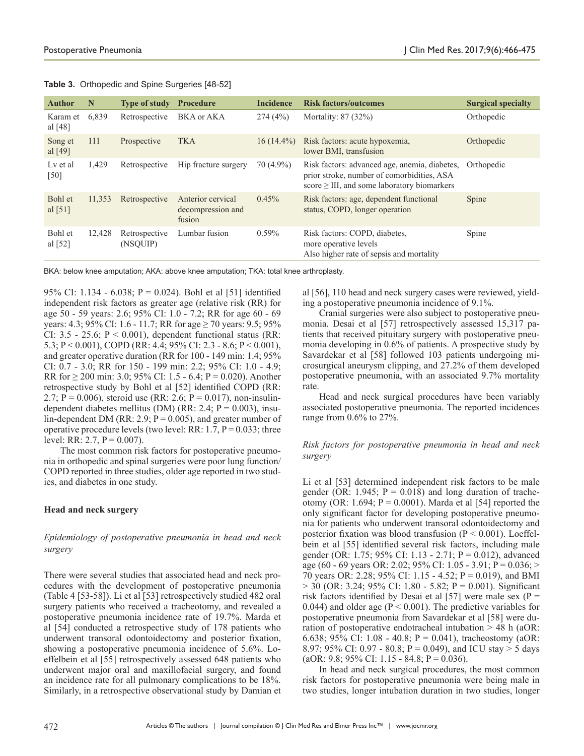**Table 3.** Orthopedic and Spine Surgeries [48-52]

| Author | N | Type of study | Procedure | Incidence | Risk factors/outcomes | Surgical specialty |
|---|---|---|---|---|---|---|
| Karam et al [48] | 6,839 | Retrospective | BKA or AKA | 274 (4%) | Mortality: 87 (32%) | Orthopedic |
| Song et al [49] | 111 | Prospective | TKA | 16 (14.4%) | Risk factors: acute hypoxemia, lower BMI, transfusion | Orthopedic |
| Lv et al [50] | 1,429 | Retrospective | Hip fracture surgery | 70 (4.9%) | Risk factors: advanced age, anemia, diabetes, prior stroke, number of comorbidities, ASA score ≥ III, and some laboratory biomarkers | Orthopedic |
| Bohl et al [51] | 11,353 | Retrospective | Anterior cervical decompression and fusion | 0.45% | Risk factors: age, dependent functional status, COPD, longer operation | Spine |
| Bohl et al [52] | 12,428 | Retrospective (NSQUIP) | Lumbar fusion | 0.59% | Risk factors: COPD, diabetes, more operative levels<br>Also higher rate of sepsis and mortality | Spine |

BKA: below knee amputation; AKA: above knee amputation; TKA: total knee arthroplasty.

95% CI: 1.134 - 6.038; P = 0.024). Bohl et al [51] identified independent risk factors as greater age (relative risk (RR) for age 50 - 59 years: 2.6; 95% CI: 1.0 - 7.2; RR for age 60 - 69 years: 4.3; 95% CI: 1.6 - 11.7; RR for age ≥ 70 years: 9.5; 95% CI: 3.5 - 25.6; P < 0.001), dependent functional status (RR: 5.3; P < 0.001), COPD (RR: 4.4; 95% CI: 2.3 - 8.6; P < 0.001), and greater operative duration (RR for 100 - 149 min: 1.4; 95% CI: 0.7 - 3.0; RR for 150 - 199 min: 2.2; 95% CI: 1.0 - 4.9; RR for ≥ 200 min: 3.0; 95% CI: 1.5 - 6.4; P = 0.020). Another retrospective study by Bohl et al [52] identified COPD (RR: 2.7; P = 0.006), steroid use (RR: 2.6; P = 0.017), non-insulin-dependent diabetes mellitus (DM) (RR: 2.4; P = 0.003), insulin-dependent DM (RR: 2.9; P = 0.005), and greater number of operative procedure levels (two level: RR: 1.7, P = 0.033; three level: RR: 2.7, P = 0.007).

The most common risk factors for postoperative pneumonia in orthopedic and spinal surgeries were poor lung function/COPD reported in three studies, older age reported in two studies, and diabetes in one study.

### Head and neck surgery

#### *Epidemiology of postoperative pneumonia in head and neck surgery*

There were several studies that associated head and neck procedures with the development of postoperative pneumonia (Table 4 [53-58]). Li et al [53] retrospectively studied 482 oral surgery patients who received a tracheotomy, and revealed a postoperative pneumonia incidence rate of 19.7%. Marda et al [54] conducted a retrospective study of 178 patients who underwent transoral odontoidectomy and posterior fixation, showing a postoperative pneumonia incidence of 5.6%. Loeffelbein et al [55] retrospectively assessed 648 patients who underwent major oral and maxillofacial surgery, and found an incidence rate for all pulmonary complications to be 18%. Similarly, in a retrospective observational study by Damian et al [56], 110 head and neck surgery cases were reviewed, yielding a postoperative pneumonia incidence of 9.1%.

Cranial surgeries were also subject to postoperative pneumonia. Desai et al [57] retrospectively assessed 15,317 patients that received pituitary surgery with postoperative pneumonia developing in 0.6% of patients. A prospective study by Savardekar et al [58] followed 103 patients undergoing microsurgical aneurysm clipping, and 27.2% of them developed postoperative pneumonia, with an associated 9.7% mortality rate.

Head and neck surgical procedures have been variably associated postoperative pneumonia. The reported incidences range from 0.6% to 27%.

#### *Risk factors for postoperative pneumonia in head and neck surgery*

Li et al [53] determined independent risk factors to be male gender (OR: 1.945; P = 0.018) and long duration of tracheotomy (OR: 1.694; P = 0.0001). Marda et al [54] reported the only significant factor for developing postoperative pneumonia for patients who underwent transoral odontoidectomy and posterior fixation was blood transfusion (P < 0.001). Loeffelbein et al [55] identified several risk factors, including male gender (OR: 1.75; 95% CI: 1.13 - 2.71; P = 0.012), advanced age (60 - 69 years OR: 2.02; 95% CI: 1.05 - 3.91; P = 0.036; > 70 years OR: 2.28; 95% CI: 1.15 - 4.52; P = 0.019), and BMI > 30 (OR: 3.24; 95% CI: 1.80 - 5.82; P = 0.001). Significant risk factors identified by Desai et al [57] were male sex (P = 0.044) and older age (P < 0.001). The predictive variables for postoperative pneumonia from Savardekar et al [58] were duration of postoperative endotracheal intubation > 48 h (aOR: 6.638; 95% CI: 1.08 - 40.8; P = 0.041), tracheostomy (aOR: 8.97; 95% CI: 0.97 - 80.8; P = 0.049), and ICU stay > 5 days (aOR: 9.8; 95% CI: 1.15 - 84.8; P = 0.036).

In head and neck surgical procedures, the most common risk factors for postoperative pneumonia were being male in two studies, longer intubation duration in two studies, longer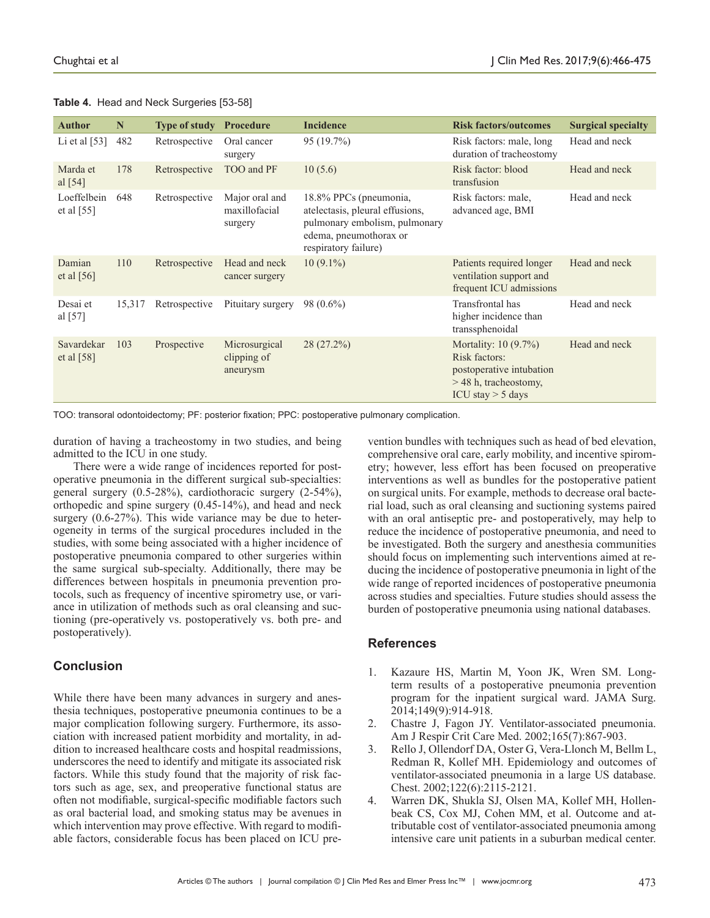**Table 4.** Head and Neck Surgeries [53-58]

| Author | N | Type of study | Procedure | Incidence | Risk factors/outcomes | Surgical specialty |
|---|---|---|---|---|---|---|
| Li et al [53] | 482 | Retrospective | Oral cancer surgery | 95 (19.7%) | Risk factors: male, long duration of tracheostomy | Head and neck |
| Marda et al [54] | 178 | Retrospective | TOO and PF | 10 (5.6) | Risk factor: blood transfusion | Head and neck |
| Loeffelbein et al [55] | 648 | Retrospective | Major oral and maxillofacial surgery | 18.8% PPCs (pneumonia, atelectasis, pleural effusions, pulmonary embolism, pulmonary edema, pneumothorax or respiratory failure) | Risk factors: male, advanced age, BMI | Head and neck |
| Damian et al [56] | 110 | Retrospective | Head and neck cancer surgery | 10 (9.1%) | Patients required longer ventilation support and frequent ICU admissions | Head and neck |
| Desai et al [57] | 15,317 | Retrospective | Pituitary surgery | 98 (0.6%) | Transfrontal has higher incidence than transsphenoidal | Head and neck |
| Savardekar et al [58] | 103 | Prospective | Microsurgical clipping of aneurysm | 28 (27.2%) | Mortality: 10 (9.7%) Risk factors: postoperative intubation > 48 h, tracheostomy, ICU stay > 5 days | Head and neck |

TOO: transoral odontoidectomy; PF: posterior fixation; PPC: postoperative pulmonary complication.

duration of having a tracheostomy in two studies, and being admitted to the ICU in one study.

There were a wide range of incidences reported for postoperative pneumonia in the different surgical sub-specialties: general surgery (0.5-28%), cardiothoracic surgery (2-54%), orthopedic and spine surgery (0.45-14%), and head and neck surgery (0.6-27%). This wide variance may be due to heterogeneity in terms of the surgical procedures included in the studies, with some being associated with a higher incidence of postoperative pneumonia compared to other surgeries within the same surgical sub-specialty. Additionally, there may be differences between hospitals in pneumonia prevention protocols, such as frequency of incentive spirometry use, or variance in utilization of methods such as oral cleansing and suctioning (pre-operatively vs. postoperatively vs. both pre- and postoperatively).

## Conclusion

While there have been many advances in surgery and anesthesia techniques, postoperative pneumonia continues to be a major complication following surgery. Furthermore, its association with increased patient morbidity and mortality, in addition to increased healthcare costs and hospital readmissions, underscores the need to identify and mitigate its associated risk factors. While this study found that the majority of risk factors such as age, sex, and preoperative functional status are often not modifiable, surgical-specific modifiable factors such as oral bacterial load, and smoking status may be avenues in which intervention may prove effective. With regard to modifiable factors, considerable focus has been placed on ICU prevention bundles with techniques such as head of bed elevation, comprehensive oral care, early mobility, and incentive spirometry; however, less effort has been focused on preoperative interventions as well as bundles for the postoperative patient on surgical units. For example, methods to decrease oral bacterial load, such as oral cleansing and suctioning systems paired with an oral antiseptic pre- and postoperatively, may help to reduce the incidence of postoperative pneumonia, and need to be investigated. Both the surgery and anesthesia communities should focus on implementing such interventions aimed at reducing the incidence of postoperative pneumonia in light of the wide range of reported incidences of postoperative pneumonia across studies and specialties. Future studies should assess the burden of postoperative pneumonia using national databases.

## References

1. Kazaure HS, Martin M, Yoon JK, Wren SM. Long-term results of a postoperative pneumonia prevention program for the inpatient surgical ward. JAMA Surg. 2014;149(9):914-918.
2. Chastre J, Fagon JY. Ventilator-associated pneumonia. Am J Respir Crit Care Med. 2002;165(7):867-903.
3. Rello J, Ollendorf DA, Oster G, Vera-Llonch M, Bellm L, Redman R, Kollef MH. Epidemiology and outcomes of ventilator-associated pneumonia in a large US database. Chest. 2002;122(6):2115-2121.
4. Warren DK, Shukla SJ, Olsen MA, Kollef MH, Hollenbeak CS, Cox MJ, Cohen MM, et al. Outcome and attributable cost of ventilator-associated pneumonia among intensive care unit patients in a suburban medical center.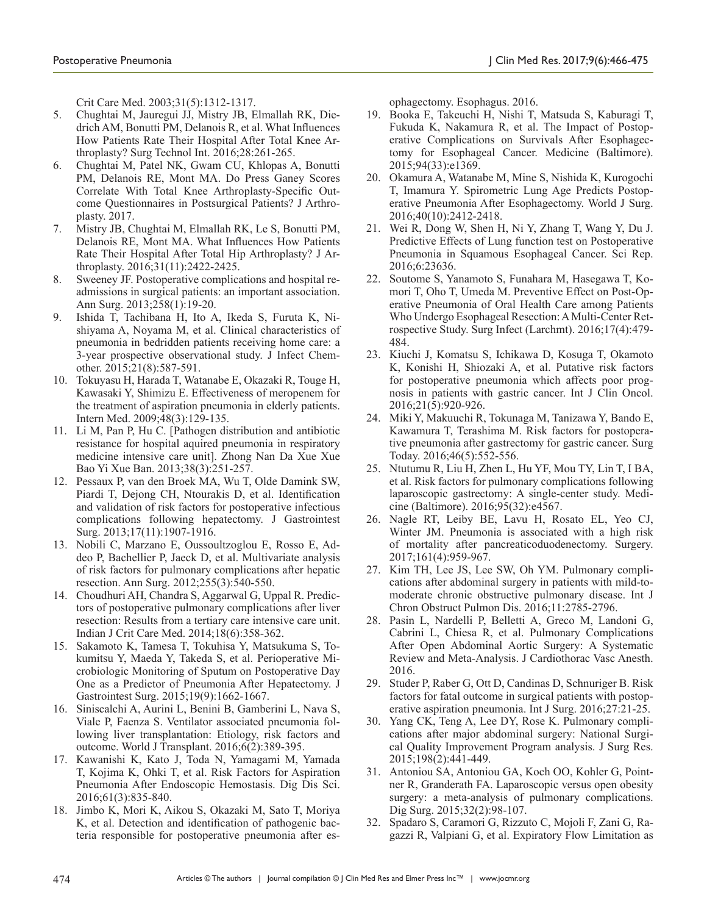Crit Care Med. 2003;31(5):1312-1317.

5. Chughtai M, Jauregui JJ, Mistry JB, Elmallah RK, Diedrich AM, Bonutti PM, Delanois R, et al. What Influences How Patients Rate Their Hospital After Total Knee Arthroplasty? Surg Technol Int. 2016;28:261-265.
6. Chughtai M, Patel NK, Gwam CU, Khlopas A, Bonutti PM, Delanois RE, Mont MA. Do Press Ganey Scores Correlate With Total Knee Arthroplasty-Specific Outcome Questionnaires in Postsurgical Patients? J Arthroplasty. 2017.
7. Mistry JB, Chughtai M, Elmallah RK, Le S, Bonutti PM, Delanois RE, Mont MA. What Influences How Patients Rate Their Hospital After Total Hip Arthroplasty? J Arthroplasty. 2016;31(11):2422-2425.
8. Sweeney JF. Postoperative complications and hospital readmissions in surgical patients: an important association. Ann Surg. 2013;258(1):19-20.
9. Ishida T, Tachibana H, Ito A, Ikeda S, Furuta K, Nishiyama A, Noyama M, et al. Clinical characteristics of pneumonia in bedridden patients receiving home care: a 3-year prospective observational study. J Infect Chemother. 2015;21(8):587-591.
10. Tokuyasu H, Harada T, Watanabe E, Okazaki R, Touge H, Kawasaki Y, Shimizu E. Effectiveness of meropenem for the treatment of aspiration pneumonia in elderly patients. Intern Med. 2009;48(3):129-135.
11. Li M, Pan P, Hu C. [Pathogen distribution and antibiotic resistance for hospital aquired pneumonia in respiratory medicine intensive care unit]. Zhong Nan Da Xue Xue Bao Yi Xue Ban. 2013;38(3):251-257.
12. Pessaux P, van den Broek MA, Wu T, Olde Damink SW, Piardi T, Dejong CH, Ntourakis D, et al. Identification and validation of risk factors for postoperative infectious complications following hepatectomy. J Gastrointest Surg. 2013;17(11):1907-1916.
13. Nobili C, Marzano E, Oussoultzoglou E, Rosso E, Addeo P, Bachellier P, Jaeck D, et al. Multivariate analysis of risk factors for pulmonary complications after hepatic resection. Ann Surg. 2012;255(3):540-550.
14. Choudhuri AH, Chandra S, Aggarwal G, Uppal R. Predictors of postoperative pulmonary complications after liver resection: Results from a tertiary care intensive care unit. Indian J Crit Care Med. 2014;18(6):358-362.
15. Sakamoto K, Tamesa T, Tokuhisa Y, Matsukuma S, Tokumitsu Y, Maeda Y, Takeda S, et al. Perioperative Microbiologic Monitoring of Sputum on Postoperative Day One as a Predictor of Pneumonia After Hepatectomy. J Gastrointest Surg. 2015;19(9):1662-1667.
16. Siniscalchi A, Aurini L, Benini B, Gamberini L, Nava S, Viale P, Faenza S. Ventilator associated pneumonia following liver transplantation: Etiology, risk factors and outcome. World J Transplant. 2016;6(2):389-395.
17. Kawanishi K, Kato J, Toda N, Yamagami M, Yamada T, Kojima K, Ohki T, et al. Risk Factors for Aspiration Pneumonia After Endoscopic Hemostasis. Dig Dis Sci. 2016;61(3):835-840.
18. Jimbo K, Mori K, Aikou S, Okazaki M, Sato T, Moriya K, et al. Detection and identification of pathogenic bacteria responsible for postoperative pneumonia after esophagectomy. Esophagus. 2016.
19. Booka E, Takeuchi H, Nishi T, Matsuda S, Kaburagi T, Fukuda K, Nakamura R, et al. The Impact of Postoperative Complications on Survivals After Esophagectomy for Esophageal Cancer. Medicine (Baltimore). 2015;94(33):e1369.
20. Okamura A, Watanabe M, Mine S, Nishida K, Kurogochi T, Imamura Y. Spirometric Lung Age Predicts Postoperative Pneumonia After Esophagectomy. World J Surg. 2016;40(10):2412-2418.
21. Wei R, Dong W, Shen H, Ni Y, Zhang T, Wang Y, Du J. Predictive Effects of Lung function test on Postoperative Pneumonia in Squamous Esophageal Cancer. Sci Rep. 2016;6:23636.
22. Soutome S, Yanamoto S, Funahara M, Hasegawa T, Komori T, Oho T, Umeda M. Preventive Effect on Post-Operative Pneumonia of Oral Health Care among Patients Who Undergo Esophageal Resection: A Multi-Center Retrospective Study. Surg Infect (Larchmt). 2016;17(4):479-484.
23. Kiuchi J, Komatsu S, Ichikawa D, Kosuga T, Okamoto K, Konishi H, Shiozaki A, et al. Putative risk factors for postoperative pneumonia which affects poor prognosis in patients with gastric cancer. Int J Clin Oncol. 2016;21(5):920-926.
24. Miki Y, Makuuchi R, Tokunaga M, Tanizawa Y, Bando E, Kawamura T, Terashima M. Risk factors for postoperative pneumonia after gastrectomy for gastric cancer. Surg Today. 2016;46(5):552-556.
25. Ntutumu R, Liu H, Zhen L, Hu YF, Mou TY, Lin T, I BA, et al. Risk factors for pulmonary complications following laparoscopic gastrectomy: A single-center study. Medicine (Baltimore). 2016;95(32):e4567.
26. Nagle RT, Leiby BE, Lavu H, Rosato EL, Yeo CJ, Winter JM. Pneumonia is associated with a high risk of mortality after pancreaticoduodenectomy. Surgery. 2017;161(4):959-967.
27. Kim TH, Lee JS, Lee SW, Oh YM. Pulmonary complications after abdominal surgery in patients with mild-to-moderate chronic obstructive pulmonary disease. Int J Chron Obstruct Pulmon Dis. 2016;11:2785-2796.
28. Pasin L, Nardelli P, Belletti A, Greco M, Landoni G, Cabrini L, Chiesa R, et al. Pulmonary Complications After Open Abdominal Aortic Surgery: A Systematic Review and Meta-Analysis. J Cardiothorac Vasc Anesth. 2016.
29. Studer P, Raber G, Ott D, Candinas D, Schnuriger B. Risk factors for fatal outcome in surgical patients with postoperative aspiration pneumonia. Int J Surg. 2016;27:21-25.
30. Yang CK, Teng A, Lee DY, Rose K. Pulmonary complications after major abdominal surgery: National Surgical Quality Improvement Program analysis. J Surg Res. 2015;198(2):441-449.
31. Antoniou SA, Antoniou GA, Koch OO, Kohler G, Pointner R, Granderath FA. Laparoscopic versus open obesity surgery: a meta-analysis of pulmonary complications. Dig Surg. 2015;32(2):98-107.
32. Spadaro S, Caramori G, Rizzuto C, Mojoli F, Zani G, Ragazzi R, Valpiani G, et al. Expiratory Flow Limitation as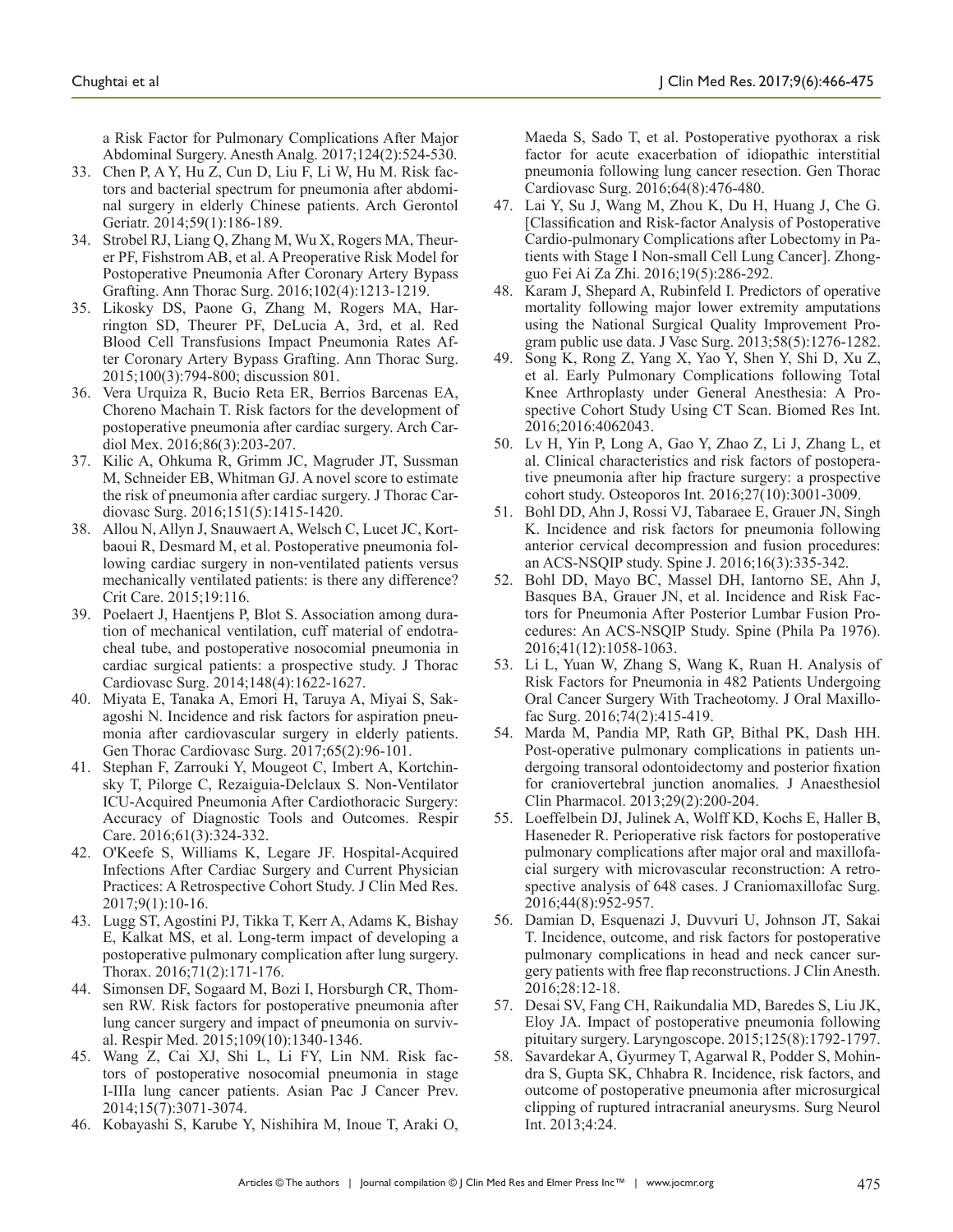a Risk Factor for Pulmonary Complications After Major Abdominal Surgery. Anesth Analg. 2017;124(2):524-530.

33. Chen P, A Y, Hu Z, Cun D, Liu F, Li W, Hu M. Risk factors and bacterial spectrum for pneumonia after abdominal surgery in elderly Chinese patients. Arch Gerontol Geriatr. 2014;59(1):186-189.
34. Strobel RJ, Liang Q, Zhang M, Wu X, Rogers MA, Theurer PF, Fishstrom AB, et al. A Preoperative Risk Model for Postoperative Pneumonia After Coronary Artery Bypass Grafting. Ann Thorac Surg. 2016;102(4):1213-1219.
35. Likosky DS, Paone G, Zhang M, Rogers MA, Harrington SD, Theurer PF, DeLucia A, 3rd, et al. Red Blood Cell Transfusions Impact Pneumonia Rates After Coronary Artery Bypass Grafting. Ann Thorac Surg. 2015;100(3):794-800; discussion 801.
36. Vera Urquiza R, Bucio Reta ER, Berrios Barcenas EA, Choreno Machain T. Risk factors for the development of postoperative pneumonia after cardiac surgery. Arch Cardiol Mex. 2016;86(3):203-207.
37. Kilic A, Ohkuma R, Grimm JC, Magruder JT, Sussman M, Schneider EB, Whitman GJ. A novel score to estimate the risk of pneumonia after cardiac surgery. J Thorac Cardiovasc Surg. 2016;151(5):1415-1420.
38. Allou N, Allyn J, Snauwaert A, Welsch C, Lucet JC, Kortbaoui R, Desmard M, et al. Postoperative pneumonia following cardiac surgery in non-ventilated patients versus mechanically ventilated patients: is there any difference? Crit Care. 2015;19:116.
39. Poelaert J, Haentjens P, Blot S. Association among duration of mechanical ventilation, cuff material of endotracheal tube, and postoperative nosocomial pneumonia in cardiac surgical patients: a prospective study. J Thorac Cardiovasc Surg. 2014;148(4):1622-1627.
40. Miyata E, Tanaka A, Emori H, Taruya A, Miyai S, Sakagoshi N. Incidence and risk factors for aspiration pneumonia after cardiovascular surgery in elderly patients. Gen Thorac Cardiovasc Surg. 2017;65(2):96-101.
41. Stephan F, Zarrouki Y, Mougeot C, Imbert A, Kortchinsky T, Pilorge C, Rezaiguia-Delclaux S. Non-Ventilator ICU-Acquired Pneumonia After Cardiothoracic Surgery: Accuracy of Diagnostic Tools and Outcomes. Respir Care. 2016;61(3):324-332.
42. O'Keefe S, Williams K, Legare JF. Hospital-Acquired Infections After Cardiac Surgery and Current Physician Practices: A Retrospective Cohort Study. J Clin Med Res. 2017;9(1):10-16.
43. Lugg ST, Agostini PJ, Tikka T, Kerr A, Adams K, Bishay E, Kalkat MS, et al. Long-term impact of developing a postoperative pulmonary complication after lung surgery. Thorax. 2016;71(2):171-176.
44. Simonsen DF, Sogaard M, Bozi I, Horsburgh CR, Thomsen RW. Risk factors for postoperative pneumonia after lung cancer surgery and impact of pneumonia on survival. Respir Med. 2015;109(10):1340-1346.
45. Wang Z, Cai XJ, Shi L, Li FY, Lin NM. Risk factors of postoperative nosocomial pneumonia in stage I-IIIa lung cancer patients. Asian Pac J Cancer Prev. 2014;15(7):3071-3074.
46. Kobayashi S, Karube Y, Nishihira M, Inoue T, Araki O, Maeda S, Sado T, et al. Postoperative pyothorax a risk factor for acute exacerbation of idiopathic interstitial pneumonia following lung cancer resection. Gen Thorac Cardiovasc Surg. 2016;64(8):476-480.
47. Lai Y, Su J, Wang M, Zhou K, Du H, Huang J, Che G. [Classification and Risk-factor Analysis of Postoperative Cardio-pulmonary Complications after Lobectomy in Patients with Stage I Non-small Cell Lung Cancer]. Zhongguo Fei Ai Za Zhi. 2016;19(5):286-292.
48. Karam J, Shepard A, Rubinfeld I. Predictors of operative mortality following major lower extremity amputations using the National Surgical Quality Improvement Program public use data. J Vasc Surg. 2013;58(5):1276-1282.
49. Song K, Rong Z, Yang X, Yao Y, Shen Y, Shi D, Xu Z, et al. Early Pulmonary Complications following Total Knee Arthroplasty under General Anesthesia: A Prospective Cohort Study Using CT Scan. Biomed Res Int. 2016;2016:4062043.
50. Lv H, Yin P, Long A, Gao Y, Zhao Z, Li J, Zhang L, et al. Clinical characteristics and risk factors of postoperative pneumonia after hip fracture surgery: a prospective cohort study. Osteoporos Int. 2016;27(10):3001-3009.
51. Bohl DD, Ahn J, Rossi VJ, Tabaraee E, Grauer JN, Singh K. Incidence and risk factors for pneumonia following anterior cervical decompression and fusion procedures: an ACS-NSQIP study. Spine J. 2016;16(3):335-342.
52. Bohl DD, Mayo BC, Massel DH, Iantorno SE, Ahn J, Basques BA, Grauer JN, et al. Incidence and Risk Factors for Pneumonia After Posterior Lumbar Fusion Procedures: An ACS-NSQIP Study. Spine (Phila Pa 1976). 2016;41(12):1058-1063.
53. Li L, Yuan W, Zhang S, Wang K, Ruan H. Analysis of Risk Factors for Pneumonia in 482 Patients Undergoing Oral Cancer Surgery With Tracheotomy. J Oral Maxillofac Surg. 2016;74(2):415-419.
54. Marda M, Pandia MP, Rath GP, Bithal PK, Dash HH. Post-operative pulmonary complications in patients undergoing transoral odontoidectomy and posterior fixation for craniovertebral junction anomalies. J Anaesthesiol Clin Pharmacol. 2013;29(2):200-204.
55. Loeffelbein DJ, Julinek A, Wolff KD, Kochs E, Haller B, Haseneder R. Perioperative risk factors for postoperative pulmonary complications after major oral and maxillofacial surgery with microvascular reconstruction: A retrospective analysis of 648 cases. J Craniomaxillofac Surg. 2016;44(8):952-957.
56. Damian D, Esquenazi J, Duvvuri U, Johnson JT, Sakai T. Incidence, outcome, and risk factors for postoperative pulmonary complications in head and neck cancer surgery patients with free flap reconstructions. J Clin Anesth. 2016;28:12-18.
57. Desai SV, Fang CH, Raikundalia MD, Baredes S, Liu JK, Eloy JA. Impact of postoperative pneumonia following pituitary surgery. Laryngoscope. 2015;125(8):1792-1797.
58. Savardekar A, Gyurmey T, Agarwal R, Podder S, Mohindra S, Gupta SK, Chhabra R. Incidence, risk factors, and outcome of postoperative pneumonia after microsurgical clipping of ruptured intracranial aneurysms. Surg Neurol Int. 2013;4:24.